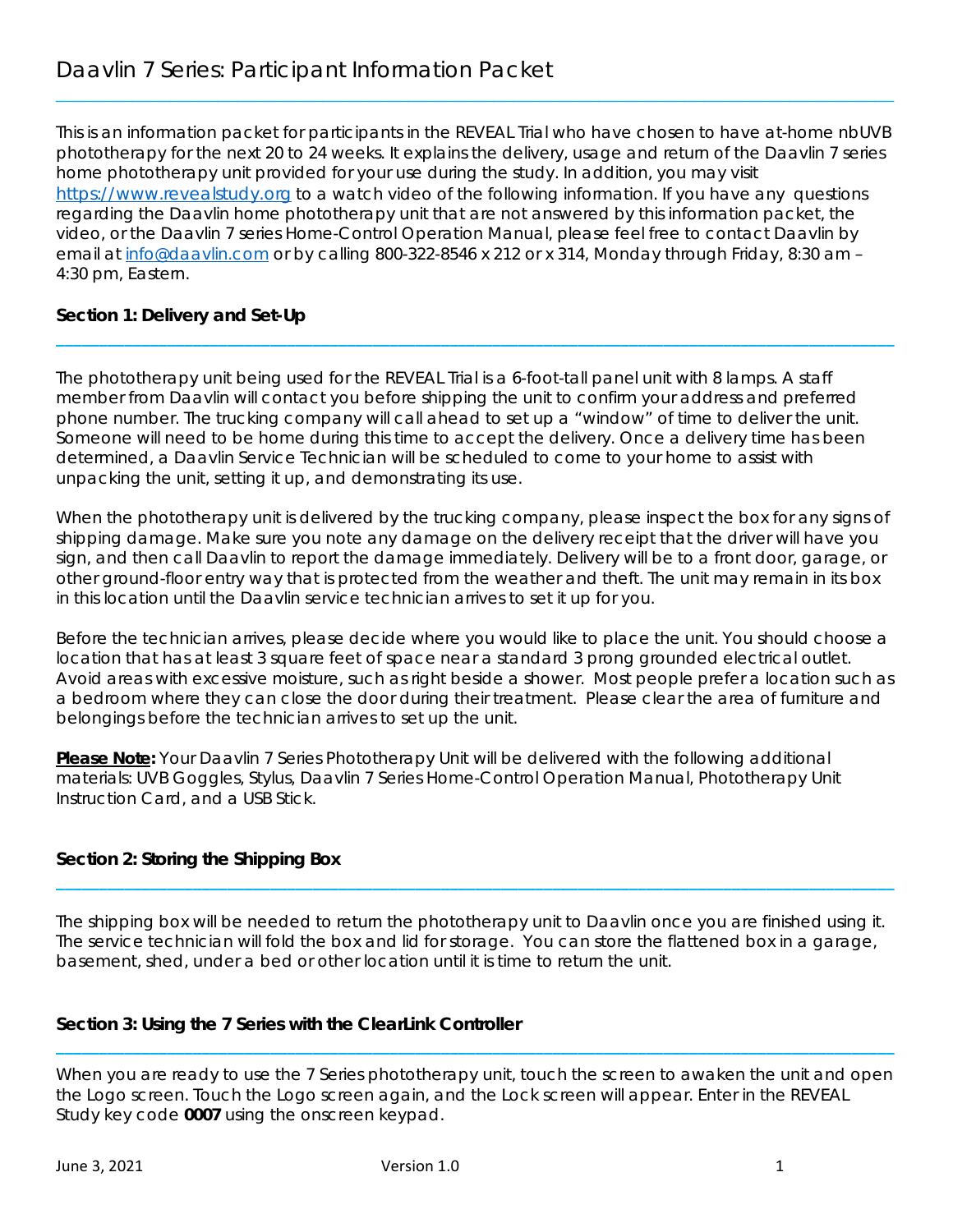# Daavlin 7 Series: Participant Information Packet

This is an information packet for participants in the REVEAL Trial who have chosen to have at-home nbUVB phototherapy for the next 20 to 24 weeks. It explains the delivery, usage and return of the Daavlin 7 series home phototherapy unit provided for your use during the study. In addition, you may visit [https://www.revealstudy.org](https://www.revealstudy.org) to a watch video of the following information. If you have any questions regarding the Daavlin home phototherapy unit that are not answered by this information packet, the video, or the Daavlin 7 series Home-Control Operation Manual, please feel free to contact Daavlin by email at [info@daavlin.com](mailto:info@daavlin.com) or by calling 800-322-8546 x 212 or x 314, Monday through Friday, 8:30 am – 4:30 pm, Eastern.

## Section 1: Delivery and Set-Up

The phototherapy unit being used for the REVEAL Trial is a 6-foot-tall panel unit with 8 lamps. A staff member from Daavlin will contact you before shipping the unit to confirm your address and preferred phone number. The trucking company will call ahead to set up a "window" of time to deliver the unit. Someone will need to be home during this time to accept the delivery. Once a delivery time has been determined, a Daavlin Service Technician will be scheduled to come to your home to assist with unpacking the unit, setting it up, and demonstrating its use.

When the phototherapy unit is delivered by the trucking company, please inspect the box for any signs of shipping damage. Make sure you note any damage on the delivery receipt that the driver will have you sign, and then call Daavlin to report the damage immediately. Delivery will be to a front door, garage, or other ground-floor entry way that is protected from the weather and theft. The unit may remain in its box in this location until the Daavlin service technician arrives to set it up for you.

Before the technician arrives, please decide where you would like to place the unit. You should choose a location that has at least 3 square feet of space near a standard 3 prong grounded electrical outlet. Avoid areas with excessive moisture, such as right beside a shower. Most people prefer a location such as a bedroom where they can close the door during their treatment. Please clear the area of furniture and belongings before the technician arrives to set up the unit.

***Please Note*:** Your Daavlin 7 Series Phototherapy Unit will be delivered with the following additional materials: UVB Goggles, Stylus, Daavlin 7 Series Home-Control Operation Manual, Phototherapy Unit Instruction Card, and a USB Stick.

## Section 2: Storing the Shipping Box

The shipping box will be needed to return the phototherapy unit to Daavlin once you are finished using it. The service technician will fold the box and lid for storage. You can store the flattened box in a garage, basement, shed, under a bed or other location until it is time to return the unit.

## Section 3: Using the 7 Series with the ClearLink Controller

When you are ready to use the 7 Series phototherapy unit, touch the screen to awaken the unit and open the Logo screen. Touch the Logo screen again, and the Lock screen will appear. Enter in the REVEAL Study key code **0007** using the onscreen keypad.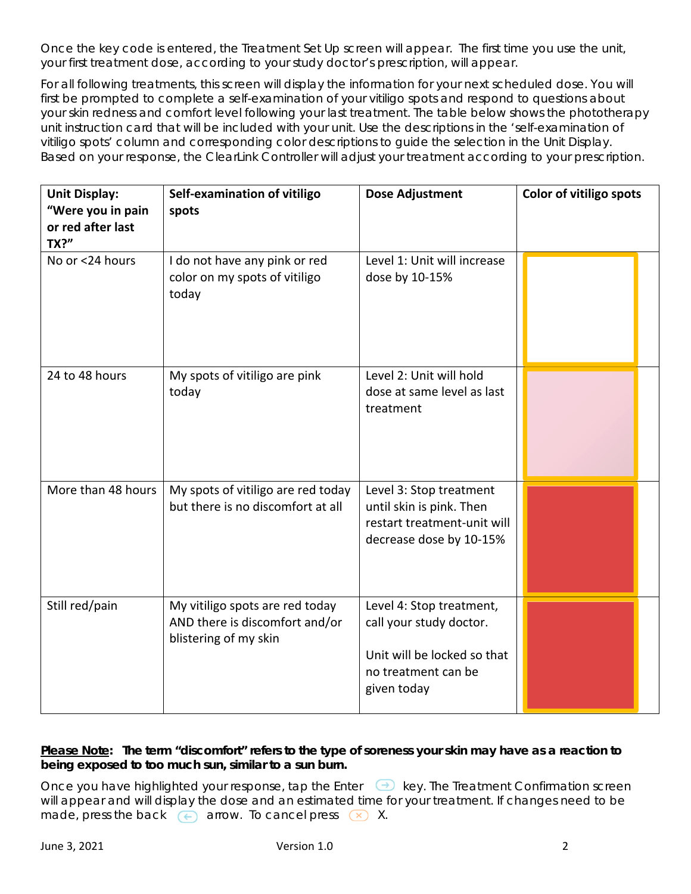Once the key code is entered, the Treatment Set Up screen will appear. The first time you use the unit, your first treatment dose, according to your study doctor's prescription, will appear.

For all following treatments, this screen will display the information for your next scheduled dose. You will first be prompted to complete a self-examination of your vitiligo spots and respond to questions about your skin redness and comfort level following your last treatment. The table below shows the phototherapy unit instruction card that will be included with your unit. Use the descriptions in the 'self-examination of vitiligo spots' column and corresponding color descriptions to guide the selection in the Unit Display. Based on your response, the ClearLink Controller will adjust your treatment according to your prescription.

| Unit Display: "Were you in pain or red after last TX?" | Self-examination of vitiligo spots | Dose Adjustment | Color of vitiligo spots |
|---|---|---|---|
| No or <24 hours | I do not have any pink or red color on my spots of vitiligo today | Level 1: Unit will increase dose by 10-15% | |
| 24 to 48 hours | My spots of vitiligo are pink today | Level 2: Unit will hold dose at same level as last treatment | |
| More than 48 hours | My spots of vitiligo are red today but there is no discomfort at all | Level 3: Stop treatment until skin is pink. Then restart treatment-unit will decrease dose by 10-15% | |
| Still red/pain | My vitiligo spots are red today AND there is discomfort and/or blistering of my skin | Level 4: Stop treatment, call your study doctor.<br><br>Unit will be locked so that no treatment can be given today | |

**<u>Please Note</u>: The term "discomfort" refers to the type of soreness your skin may have as a reaction to being exposed to too much sun, similar to a sun burn.**

Once you have highlighted your response, tap the Enter key. The Treatment Confirmation screen will appear and will display the dose and an estimated time for your treatment. If changes need to be made, press the back arrow. To cancel press X.

June 3, 2021 Version 1.0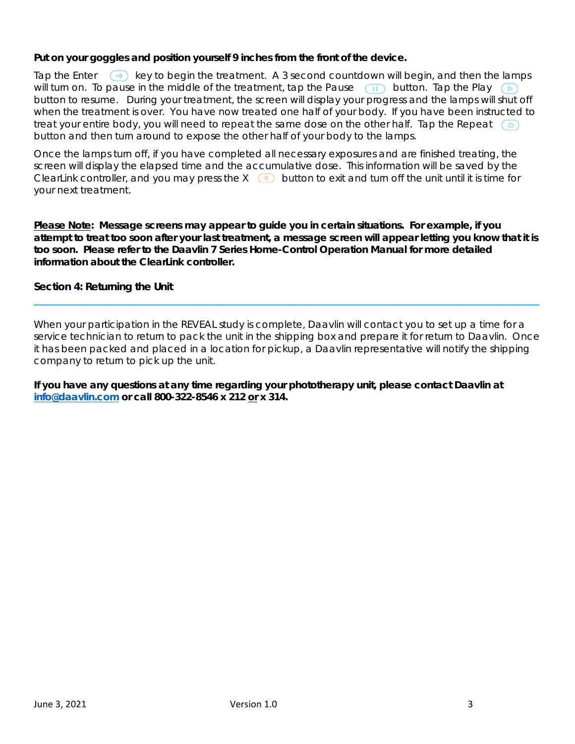**Put on your goggles and position yourself 9 inches from the front of the device.**

Tap the Enter key to begin the treatment. A 3 second countdown will begin, and then the lamps will turn on. To pause in the middle of the treatment, tap the Pause button. Tap the Play button to resume. During your treatment, the screen will display your progress and the lamps will shut off when the treatment is over. You have now treated one half of your body. If you have been instructed to treat your entire body, you will need to repeat the same dose on the other half. Tap the Repeat button and then turn around to expose the other half of your body to the lamps.

Once the lamps turn off, if you have completed all necessary exposures and are finished treating, the screen will display the elapsed time and the accumulative dose. This information will be saved by the ClearLink controller, and you may press the X button to exit and turn off the unit until it is time for your next treatment.

**Please Note: Message screens may appear to guide you in certain situations. For example, if you attempt to treat too soon after your last treatment, a message screen will appear letting you know that it is too soon. Please refer to the Daavlin 7 Series Home-Control Operation Manual for more detailed information about the ClearLink controller.**

## Section 4: Returning the Unit

When your participation in the REVEAL study is complete, Daavlin will contact you to set up a time for a service technician to return to pack the unit in the shipping box and prepare it for return to Daavlin. Once it has been packed and placed in a location for pickup, a Daavlin representative will notify the shipping company to return to pick up the unit.

**If you have any questions at any time regarding your phototherapy unit, please contact Daavlin at info@daavlin.com or call 800-322-8546 x 212 or x 314.**